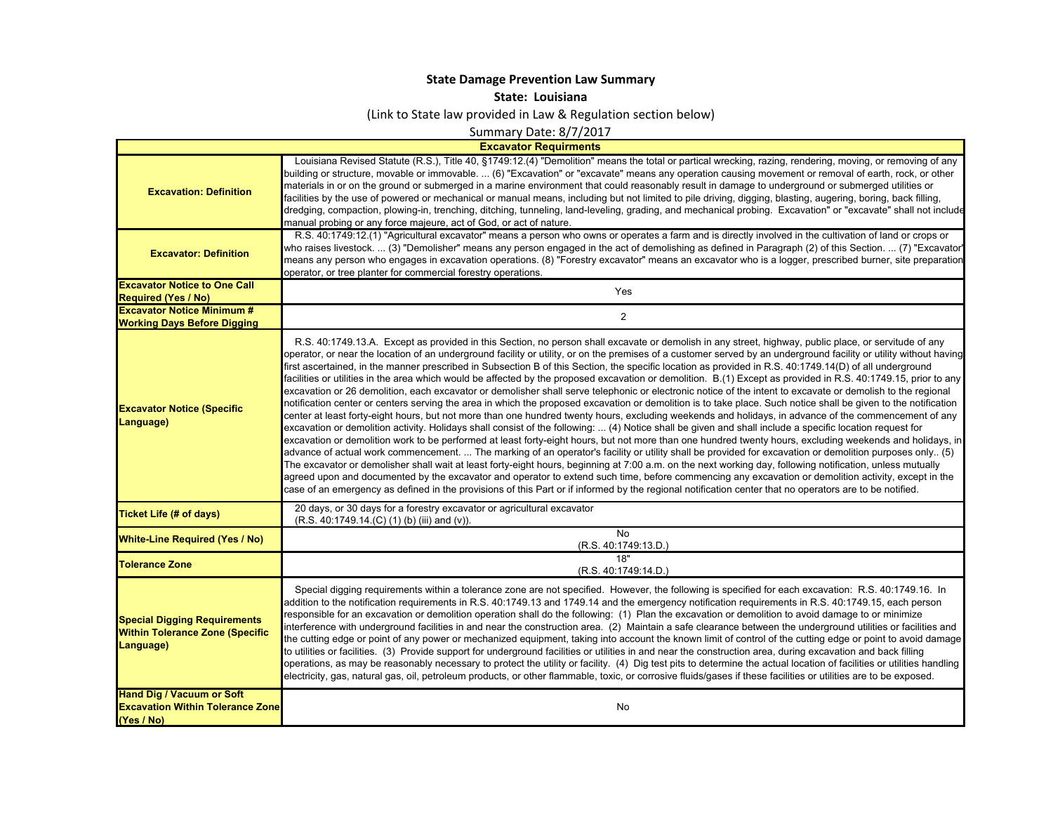**State Damage Prevention Law Summary**

**State: Louisiana**

(Link to State law provided in Law & Regulation section below)

Summary Date: 8/7/2017

| **Excavator Requirments** | |
|---|---|
| **Excavation: Definition** | Louisiana Revised Statute (R.S.), Title 40, §1749:12.(4) "Demolition" means the total or partical wrecking, razing, rendering, moving, or removing of any building or structure, movable or immovable. ... (6) "Excavation" or "excavate" means any operation causing movement or removal of earth, rock, or other materials in or on the ground or submerged in a marine environment that could reasonably result in damage to underground or submerged utilities or facilities by the use of powered or mechanical or manual means, including but not limited to pile driving, digging, blasting, augering, boring, back filling, dredging, compaction, plowing-in, trenching, ditching, tunneling, land-leveling, grading, and mechanical probing. Excavation" or "excavate" shall not include manual probing or any force majeure, act of God, or act of nature. |
| **Excavator: Definition** | R.S. 40:1749:12.(1) "Agricultural excavator" means a person who owns or operates a farm and is directly involved in the cultivation of land or crops or who raises livestock. ... (3) "Demolisher" means any person engaged in the act of demolishing as defined in Paragraph (2) of this Section. ... (7) "Excavator" means any person who engages in excavation operations. (8) "Forestry excavator" means an excavator who is a logger, prescribed burner, site preparation operator, or tree planter for commercial forestry operations. |
| **Excavator Notice to One Call Required (Yes / No)** | Yes |
| **Excavator Notice Minimum # Working Days Before Digging** | 2 |
| **Excavator Notice (Specific Language)** | R.S. 40:1749.13.A. Except as provided in this Section, no person shall excavate or demolish in any street, highway, public place, or servitude of any operator, or near the location of an underground facility or utility, or on the premises of a customer served by an underground facility or utility without having first ascertained, in the manner prescribed in Subsection B of this Section, the specific location as provided in R.S. 40:1749.14(D) of all underground facilities or utilities in the area which would be affected by the proposed excavation or demolition. B.(1) Except as provided in R.S. 40:1749.15, prior to any excavation or 26 demolition, each excavator or demolisher shall serve telephonic or electronic notice of the intent to excavate or demolish to the regional notification center or centers serving the area in which the proposed excavation or demolition is to take place. Such notice shall be given to the notification center at least forty-eight hours, but not more than one hundred twenty hours, excluding weekends and holidays, in advance of the commencement of any excavation or demolition activity. Holidays shall consist of the following: ... (4) Notice shall be given and shall include a specific location request for excavation or demolition work to be performed at least forty-eight hours, but not more than one hundred twenty hours, excluding weekends and holidays, in advance of actual work commencement. ... The marking of an operator's facility or utility shall be provided for excavation or demolition purposes only.. (5) The excavator or demolisher shall wait at least forty-eight hours, beginning at 7:00 a.m. on the next working day, following notification, unless mutually agreed upon and documented by the excavator and operator to extend such time, before commencing any excavation or demolition activity, except in the case of an emergency as defined in the provisions of this Part or if informed by the regional notification center that no operators are to be notified. |
| **Ticket Life (# of days)** | 20 days, or 30 days for a forestry excavator or agricultural excavator (R.S. 40:1749.14.(C) (1) (b) (iii) and (v)). |
| **White-Line Required (Yes / No)** | No (R.S. 40:1749:13.D.) |
| **Tolerance Zone** | 18" (R.S. 40:1749:14.D.) |
| **Special Digging Requirements Within Tolerance Zone (Specific Language)** | Special digging requirements within a tolerance zone are not specified. However, the following is specified for each excavation: R.S. 40:1749.16. In addition to the notification requirements in R.S. 40:1749.13 and 1749.14 and the emergency notification requirements in R.S. 40:1749.15, each person responsible for an excavation or demolition operation shall do the following: (1) Plan the excavation or demolition to avoid damage to or minimize interference with underground facilities in and near the construction area. (2) Maintain a safe clearance between the underground utilities or facilities and the cutting edge or point of any power or mechanized equipment, taking into account the known limit of control of the cutting edge or point to avoid damage to utilities or facilities. (3) Provide support for underground facilities or utilities in and near the construction area, during excavation and back filling operations, as may be reasonably necessary to protect the utility or facility. (4) Dig test pits to determine the actual location of facilities or utilities handling electricity, gas, natural gas, oil, petroleum products, or other flammable, toxic, or corrosive fluids/gases if these facilities or utilities are to be exposed. |
| **Hand Dig / Vacuum or Soft Excavation Within Tolerance Zone (Yes / No)** | No |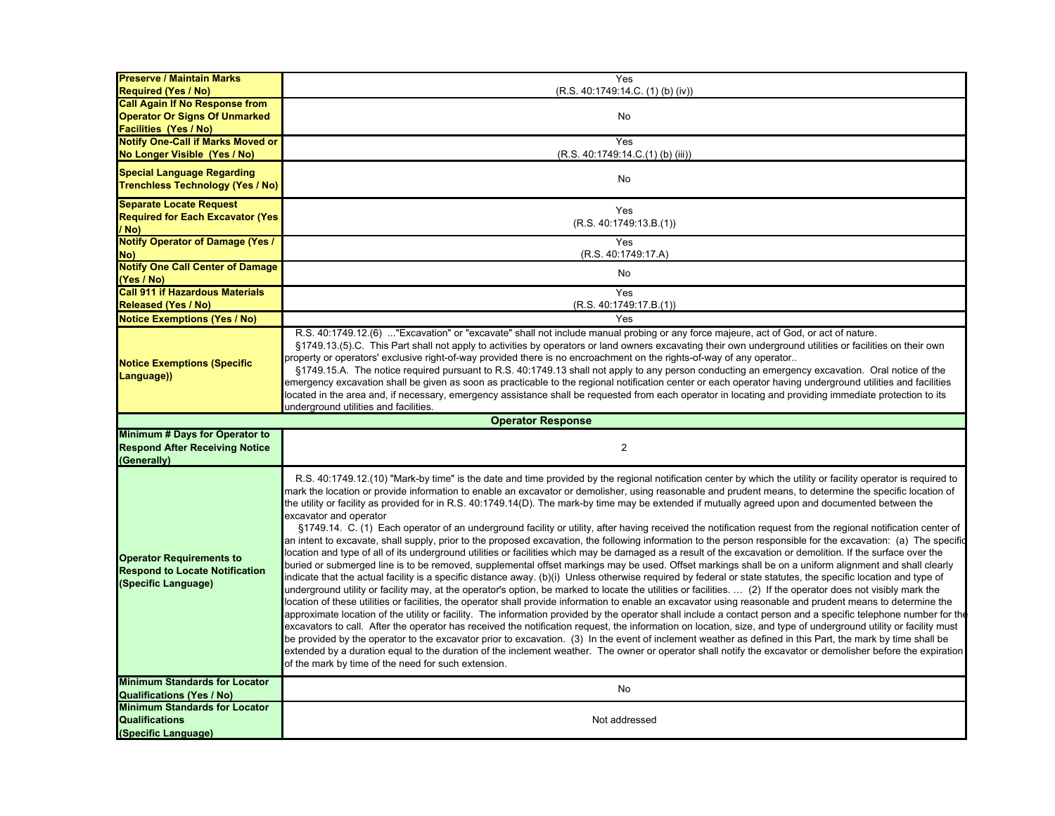| | |
|---|---|
| **Preserve / Maintain Marks Required (Yes / No)** | Yes<br>(R.S. 40:1749:14.C. (1) (b) (iv)) |
| **Call Again If No Response from Operator Or Signs Of Unmarked Facilities (Yes / No)** | No |
| **Notify One-Call if Marks Moved or No Longer Visible (Yes / No)** | Yes<br>(R.S. 40:1749:14.C.(1) (b) (iii)) |
| **Special Language Regarding Trenchless Technology (Yes / No)** | No |
| **Separate Locate Request Required for Each Excavator (Yes / No)** | Yes<br>(R.S. 40:1749:13.B.(1)) |
| **Notify Operator of Damage (Yes / No)** | Yes<br>(R.S. 40:1749:17.A) |
| **Notify One Call Center of Damage (Yes / No)** | No |
| **Call 911 if Hazardous Materials Released (Yes / No)** | Yes<br>(R.S. 40:1749:17.B.(1)) |
| **Notice Exemptions (Yes / No)** | Yes |
| **Notice Exemptions (Specific Language))** | R.S. 40:1749.12.(6) ..."Excavation" or "excavate" shall not include manual probing or any force majeure, act of God, or act of nature.<br>§1749.13.(5).C. This Part shall not apply to activities by operators or land owners excavating their own underground utilities or facilities on their own property or operators' exclusive right-of-way provided there is no encroachment on the rights-of-way of any operator..<br>§1749.15.A. The notice required pursuant to R.S. 40:1749.13 shall not apply to any person conducting an emergency excavation. Oral notice of the emergency excavation shall be given as soon as practicable to the regional notification center or each operator having underground utilities and facilities located in the area and, if necessary, emergency assistance shall be requested from each operator in locating and providing immediate protection to its underground utilities and facilities. |
| **Operator Response** | |
| **Minimum # Days for Operator to Respond After Receiving Notice (Generally)** | 2 |
| **Operator Requirements to Respond to Locate Notification (Specific Language)** | R.S. 40:1749.12.(10) "Mark-by time" is the date and time provided by the regional notification center by which the utility or facility operator is required to mark the location or provide information to enable an excavator or demolisher, using reasonable and prudent means, to determine the specific location of the utility or facility as provided for in R.S. 40:1749.14(D). The mark-by time may be extended if mutually agreed upon and documented between the excavator and operator<br>§1749.14. C. (1) Each operator of an underground facility or utility, after having received the notification request from the regional notification center of an intent to excavate, shall supply, prior to the proposed excavation, the following information to the person responsible for the excavation: (a) The specific location and type of all of its underground utilities or facilities which may be damaged as a result of the excavation or demolition. If the surface over the buried or submerged line is to be removed, supplemental offset markings may be used. Offset markings shall be on a uniform alignment and shall clearly indicate that the actual facility is a specific distance away. (b)(i) Unless otherwise required by federal or state statutes, the specific location and type of underground utility or facility may, at the operator's option, be marked to locate the utilities or facilities. … (2) If the operator does not visibly mark the location of these utilities or facilities, the operator shall provide information to enable an excavator using reasonable and prudent means to determine the approximate location of the utility or facility. The information provided by the operator shall include a contact person and a specific telephone number for the excavators to call. After the operator has received the notification request, the information on location, size, and type of underground utility or facility must be provided by the operator to the excavator prior to excavation. (3) In the event of inclement weather as defined in this Part, the mark by time shall be extended by a duration equal to the duration of the inclement weather. The owner or operator shall notify the excavator or demolisher before the expiration of the mark by time of the need for such extension. |
| **Minimum Standards for Locator Qualifications (Yes / No)** | No |
| **Minimum Standards for Locator Qualifications (Specific Language)** | Not addressed |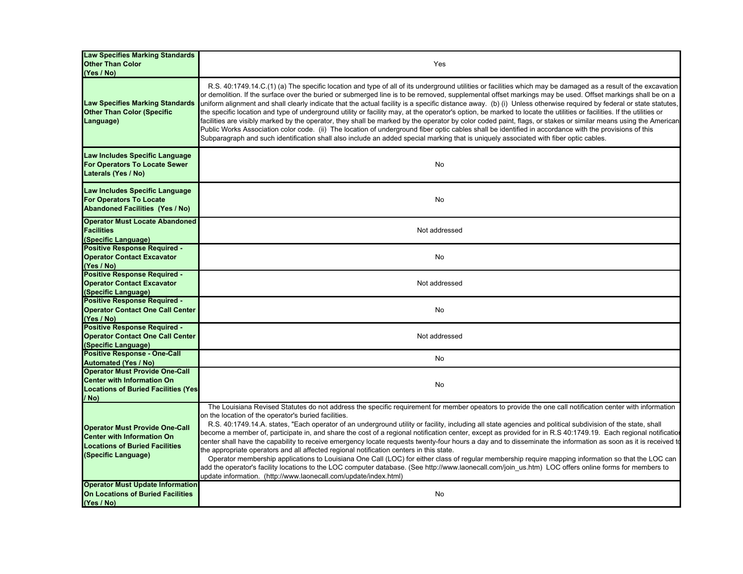| | |
|---|---|
| **Law Specifies Marking Standards Other Than Color (Yes / No)** | Yes |
| **Law Specifies Marking Standards Other Than Color (Specific Language)** | R.S. 40:1749.14.C.(1) (a) The specific location and type of all of its underground utilities or facilities which may be damaged as a result of the excavation or demolition. If the surface over the buried or submerged line is to be removed, supplemental offset markings may be used. Offset markings shall be on a uniform alignment and shall clearly indicate that the actual facility is a specific distance away. (b) (i) Unless otherwise required by federal or state statutes, the specific location and type of underground utility or facility may, at the operator's option, be marked to locate the utilities or facilities. If the utilities or facilities are visibly marked by the operator, they shall be marked by the operator by color coded paint, flags, or stakes or similar means using the American Public Works Association color code. (ii) The location of underground fiber optic cables shall be identified in accordance with the provisions of this Subparagraph and such identification shall also include an added special marking that is uniquely associated with fiber optic cables. |
| **Law Includes Specific Language For Operators To Locate Sewer Laterals (Yes / No)** | No |
| **Law Includes Specific Language For Operators To Locate Abandoned Facilities (Yes / No)** | No |
| **Operator Must Locate Abandoned Facilities (Specific Language)** | Not addressed |
| **Positive Response Required - Operator Contact Excavator (Yes / No)** | No |
| **Positive Response Required - Operator Contact Excavator (Specific Language)** | Not addressed |
| **Positive Response Required - Operator Contact One Call Center (Yes / No)** | No |
| **Positive Response Required - Operator Contact One Call Center (Specific Language)** | Not addressed |
| **Positive Response - One-Call Automated (Yes / No)** | No |
| **Operator Must Provide One-Call Center with Information On Locations of Buried Facilities (Yes / No)** | No |
| **Operator Must Provide One-Call Center with Information On Locations of Buried Facilities (Specific Language)** | The Louisiana Revised Statutes do not address the specific requirement for member opeators to provide the one call notification center with information on the location of the operator's buried facilities.<br>R.S. 40:1749.14.A. states, "Each operator of an underground utility or facility, including all state agencies and political subdivision of the state, shall become a member of, participate in, and share the cost of a regional notification center, except as provided for in R.S 40:1749.19. Each regional notification center shall have the capability to receive emergency locate requests twenty-four hours a day and to disseminate the information as soon as it is received to the appropriate operators and all affected regional notification centers in this state.<br>Operator membership applications to Louisiana One Call (LOC) for either class of regular membership require mapping information so that the LOC can add the operator's facility locations to the LOC computer database. (See http://www.laonecall.com/join_us.htm) LOC offers online forms for members to update information. (http://www.laonecall.com/update/index.html) |
| **Operator Must Update Information On Locations of Buried Facilities (Yes / No)** | No |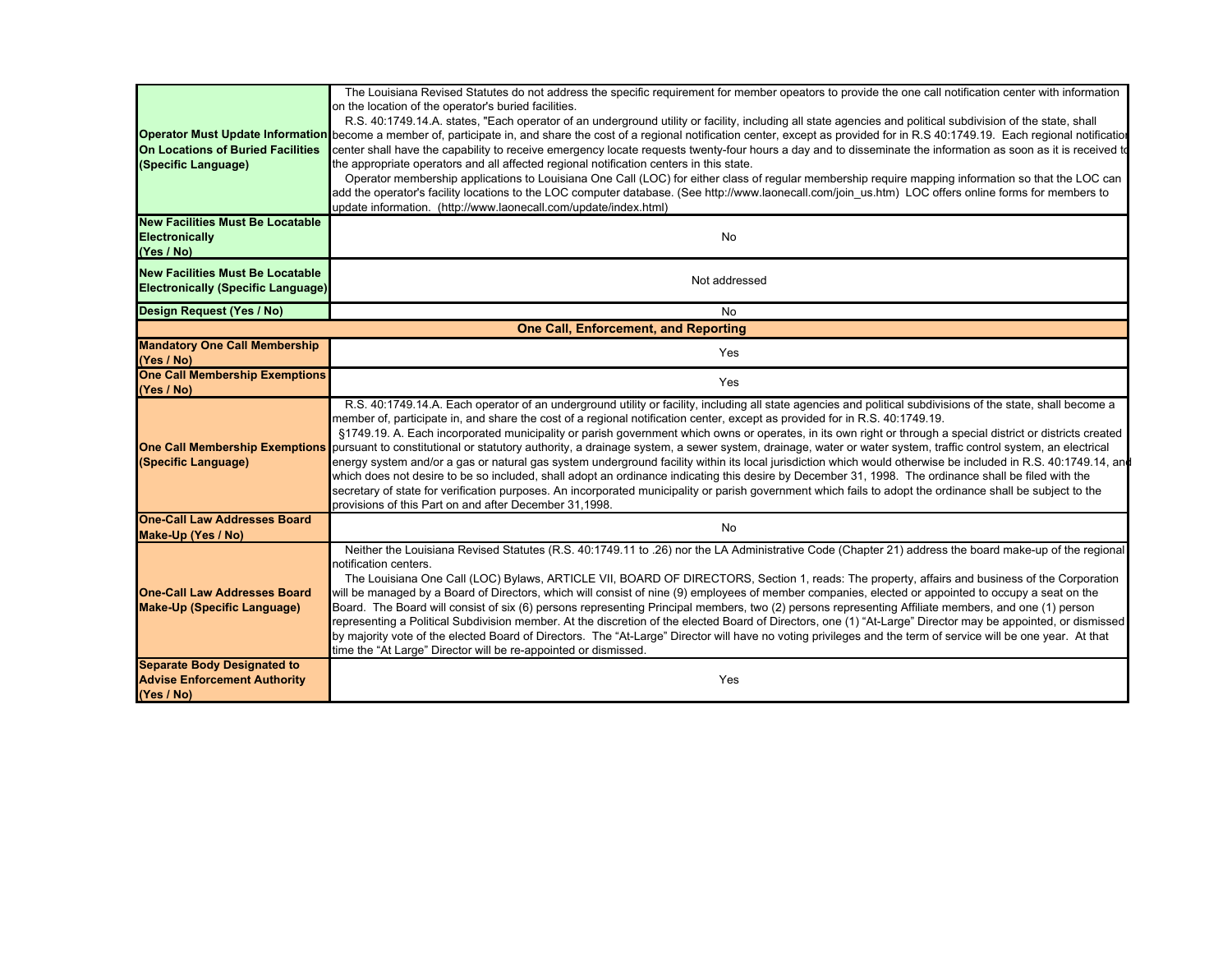| | |
|---|---|
| **Operator Must Update Information On Locations of Buried Facilities (Specific Language)** | The Louisiana Revised Statutes do not address the specific requirement for member opeators to provide the one call notification center with information on the location of the operator's buried facilities. R.S. 40:1749.14.A. states, "Each operator of an underground utility or facility, including all state agencies and political subdivision of the state, shall become a member of, participate in, and share the cost of a regional notification center, except as provided for in R.S 40:1749.19. Each regional notification center shall have the capability to receive emergency locate requests twenty-four hours a day and to disseminate the information as soon as it is received to the appropriate operators and all affected regional notification centers in this state. Operator membership applications to Louisiana One Call (LOC) for either class of regular membership require mapping information so that the LOC can add the operator's facility locations to the LOC computer database. (See http://www.laonecall.com/join_us.htm) LOC offers online forms for members to update information. (http://www.laonecall.com/update/index.html) |
| **New Facilities Must Be Locatable Electronically (Yes / No)** | No |
| **New Facilities Must Be Locatable Electronically (Specific Language)** | Not addressed |
| **Design Request (Yes / No)** | No |
| **One Call, Enforcement, and Reporting** | |
| **Mandatory One Call Membership (Yes / No)** | Yes |
| **One Call Membership Exemptions (Yes / No)** | Yes |
| **One Call Membership Exemptions (Specific Language)** | R.S. 40:1749.14.A. Each operator of an underground utility or facility, including all state agencies and political subdivisions of the state, shall become a member of, participate in, and share the cost of a regional notification center, except as provided for in R.S. 40:1749.19. §1749.19. A. Each incorporated municipality or parish government which owns or operates, in its own right or through a special district or districts created pursuant to constitutional or statutory authority, a drainage system, a sewer system, drainage, water or water system, traffic control system, an electrical energy system and/or a gas or natural gas system underground facility within its local jurisdiction which would otherwise be included in R.S. 40:1749.14, and which does not desire to be so included, shall adopt an ordinance indicating this desire by December 31, 1998. The ordinance shall be filed with the secretary of state for verification purposes. An incorporated municipality or parish government which fails to adopt the ordinance shall be subject to the provisions of this Part on and after December 31,1998. |
| **One-Call Law Addresses Board Make-Up (Yes / No)** | No |
| **One-Call Law Addresses Board Make-Up (Specific Language)** | Neither the Louisiana Revised Statutes (R.S. 40:1749.11 to .26) nor the LA Administrative Code (Chapter 21) address the board make-up of the regional notification centers. The Louisiana One Call (LOC) Bylaws, ARTICLE VII, BOARD OF DIRECTORS, Section 1, reads: The property, affairs and business of the Corporation will be managed by a Board of Directors, which will consist of nine (9) employees of member companies, elected or appointed to occupy a seat on the Board. The Board will consist of six (6) persons representing Principal members, two (2) persons representing Affiliate members, and one (1) person representing a Political Subdivision member. At the discretion of the elected Board of Directors, one (1) "At-Large" Director may be appointed, or dismissed by majority vote of the elected Board of Directors. The "At-Large" Director will have no voting privileges and the term of service will be one year. At that time the "At Large" Director will be re-appointed or dismissed. |
| **Separate Body Designated to Advise Enforcement Authority (Yes / No)** | Yes |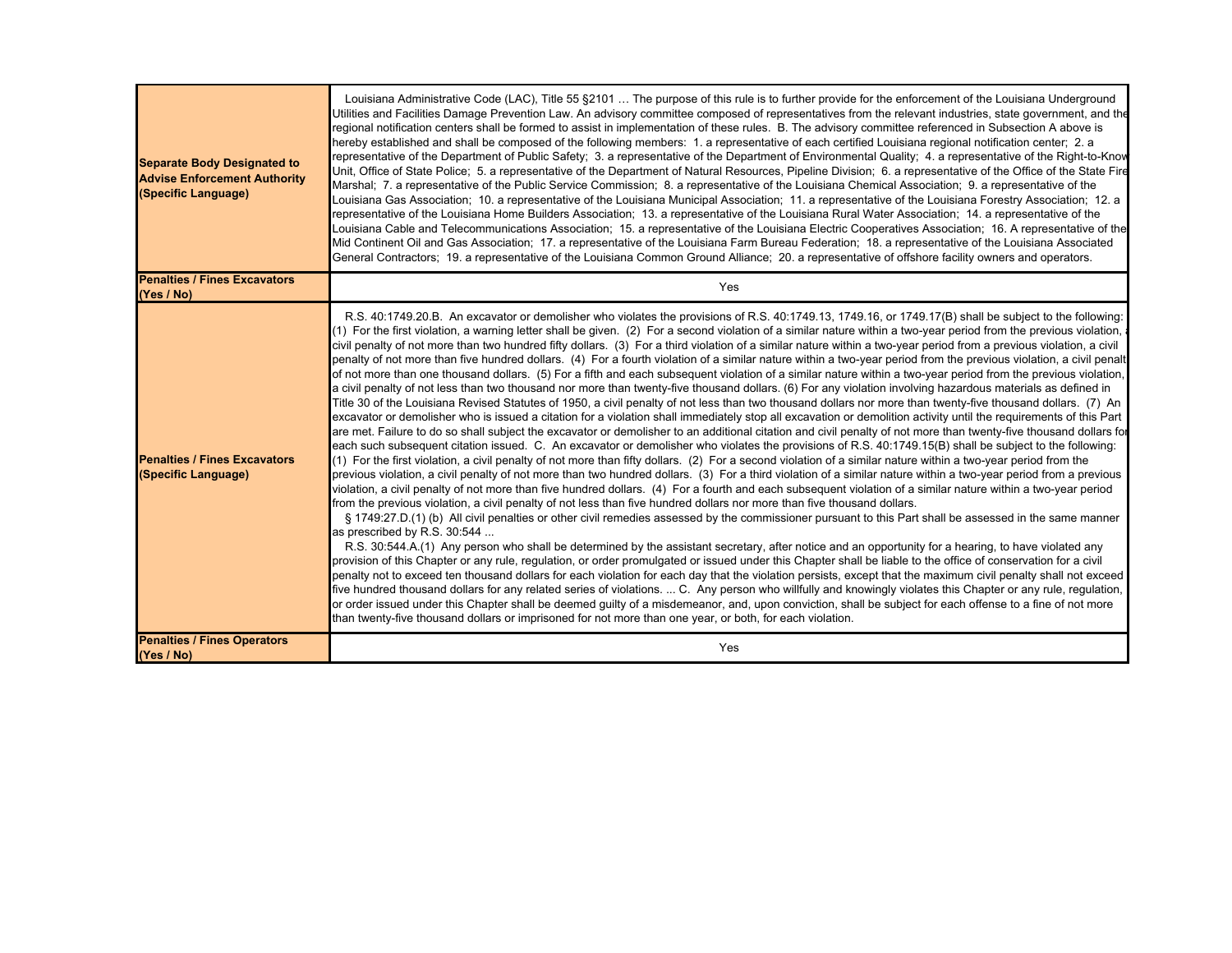| | |
|---|---|
| **Separate Body Designated to Advise Enforcement Authority (Specific Language)** | Louisiana Administrative Code (LAC), Title 55 §2101 … The purpose of this rule is to further provide for the enforcement of the Louisiana Underground Utilities and Facilities Damage Prevention Law. An advisory committee composed of representatives from the relevant industries, state government, and the regional notification centers shall be formed to assist in implementation of these rules. B. The advisory committee referenced in Subsection A above is hereby established and shall be composed of the following members: 1. a representative of each certified Louisiana regional notification center; 2. a representative of the Department of Public Safety; 3. a representative of the Department of Environmental Quality; 4. a representative of the Right-to-Know Unit, Office of State Police; 5. a representative of the Department of Natural Resources, Pipeline Division; 6. a representative of the Office of the State Fire Marshal; 7. a representative of the Public Service Commission; 8. a representative of the Louisiana Chemical Association; 9. a representative of the Louisiana Gas Association; 10. a representative of the Louisiana Municipal Association; 11. a representative of the Louisiana Forestry Association; 12. a representative of the Louisiana Home Builders Association; 13. a representative of the Louisiana Rural Water Association; 14. a representative of the Louisiana Cable and Telecommunications Association; 15. a representative of the Louisiana Electric Cooperatives Association; 16. A representative of the Mid Continent Oil and Gas Association; 17. a representative of the Louisiana Farm Bureau Federation; 18. a representative of the Louisiana Associated General Contractors; 19. a representative of the Louisiana Common Ground Alliance; 20. a representative of offshore facility owners and operators. |
| **Penalties / Fines Excavators (Yes / No)** | Yes |
| **Penalties / Fines Excavators (Specific Language)** | R.S. 40:1749.20.B. An excavator or demolisher who violates the provisions of R.S. 40:1749.13, 1749.16, or 1749.17(B) shall be subject to the following: (1) For the first violation, a warning letter shall be given. (2) For a second violation of a similar nature within a two-year period from the previous violation, a civil penalty of not more than two hundred fifty dollars. (3) For a third violation of a similar nature within a two-year period from a previous violation, a civil penalty of not more than five hundred dollars. (4) For a fourth violation of a similar nature within a two-year period from the previous violation, a civil penalty of not more than one thousand dollars. (5) For a fifth and each subsequent violation of a similar nature within a two-year period from the previous violation, a civil penalty of not less than two thousand nor more than twenty-five thousand dollars. (6) For any violation involving hazardous materials as defined in Title 30 of the Louisiana Revised Statutes of 1950, a civil penalty of not less than two thousand dollars nor more than twenty-five thousand dollars. (7) An excavator or demolisher who is issued a citation for a violation shall immediately stop all excavation or demolition activity until the requirements of this Part are met. Failure to do so shall subject the excavator or demolisher to an additional citation and civil penalty of not more than twenty-five thousand dollars for each such subsequent citation issued. C. An excavator or demolisher who violates the provisions of R.S. 40:1749.15(B) shall be subject to the following: (1) For the first violation, a civil penalty of not more than fifty dollars. (2) For a second violation of a similar nature within a two-year period from the previous violation, a civil penalty of not more than two hundred dollars. (3) For a third violation of a similar nature within a two-year period from a previous violation, a civil penalty of not more than five hundred dollars. (4) For a fourth and each subsequent violation of a similar nature within a two-year period from the previous violation, a civil penalty of not less than five hundred dollars nor more than five thousand dollars.<br>§ 1749:27.D.(1) (b) All civil penalties or other civil remedies assessed by the commissioner pursuant to this Part shall be assessed in the same manner as prescribed by R.S. 30:544 ...<br>R.S. 30:544.A.(1) Any person who shall be determined by the assistant secretary, after notice and an opportunity for a hearing, to have violated any provision of this Chapter or any rule, regulation, or order promulgated or issued under this Chapter shall be liable to the office of conservation for a civil penalty not to exceed ten thousand dollars for each violation for each day that the violation persists, except that the maximum civil penalty shall not exceed five hundred thousand dollars for any related series of violations. ... C. Any person who willfully and knowingly violates this Chapter or any rule, regulation, or order issued under this Chapter shall be deemed guilty of a misdemeanor, and, upon conviction, shall be subject for each offense to a fine of not more than twenty-five thousand dollars or imprisoned for not more than one year, or both, for each violation. |
| **Penalties / Fines Operators (Yes / No)** | Yes |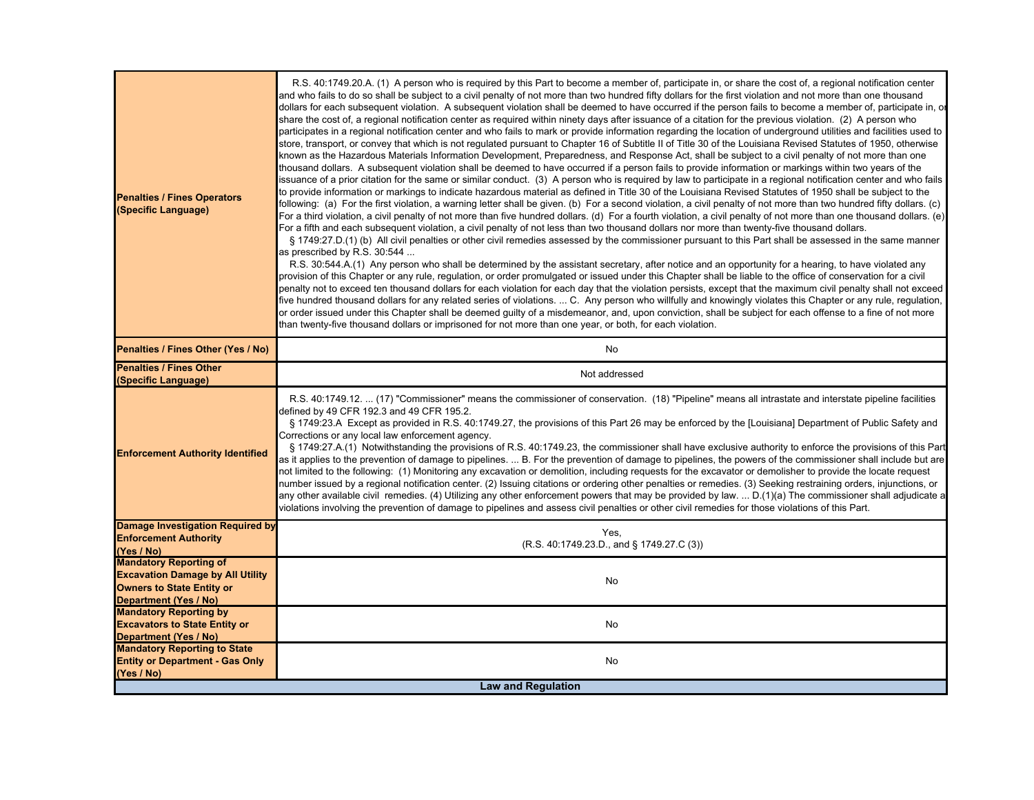| | |
|---|---|
| **Penalties / Fines Operators (Specific Language)** | R.S. 40:1749.20.A. (1) A person who is required by this Part to become a member of, participate in, or share the cost of, a regional notification center and who fails to do so shall be subject to a civil penalty of not more than two hundred fifty dollars for the first violation and not more than one thousand dollars for each subsequent violation. A subsequent violation shall be deemed to have occurred if the person fails to become a member of, participate in, or share the cost of, a regional notification center as required within ninety days after issuance of a citation for the previous violation. (2) A person who participates in a regional notification center and who fails to mark or provide information regarding the location of underground utilities and facilities used to store, transport, or convey that which is not regulated pursuant to Chapter 16 of Subtitle II of Title 30 of the Louisiana Revised Statutes of 1950, otherwise known as the Hazardous Materials Information Development, Preparedness, and Response Act, shall be subject to a civil penalty of not more than one thousand dollars. A subsequent violation shall be deemed to have occurred if a person fails to provide information or markings within two years of the issuance of a prior citation for the same or similar conduct. (3) A person who is required by law to participate in a regional notification center and who fails to provide information or markings to indicate hazardous material as defined in Title 30 of the Louisiana Revised Statutes of 1950 shall be subject to the following: (a) For the first violation, a warning letter shall be given. (b) For a second violation, a civil penalty of not more than two hundred fifty dollars. (c) For a third violation, a civil penalty of not more than five hundred dollars. (d) For a fourth violation, a civil penalty of not more than one thousand dollars. (e) For a fifth and each subsequent violation, a civil penalty of not less than two thousand dollars nor more than twenty-five thousand dollars.<br>§ 1749:27.D.(1) (b) All civil penalties or other civil remedies assessed by the commissioner pursuant to this Part shall be assessed in the same manner as prescribed by R.S. 30:544 ...<br>R.S. 30:544.A.(1) Any person who shall be determined by the assistant secretary, after notice and an opportunity for a hearing, to have violated any provision of this Chapter or any rule, regulation, or order promulgated or issued under this Chapter shall be liable to the office of conservation for a civil penalty not to exceed ten thousand dollars for each violation for each day that the violation persists, except that the maximum civil penalty shall not exceed five hundred thousand dollars for any related series of violations. ... C. Any person who willfully and knowingly violates this Chapter or any rule, regulation, or order issued under this Chapter shall be deemed guilty of a misdemeanor, and, upon conviction, shall be subject for each offense to a fine of not more than twenty-five thousand dollars or imprisoned for not more than one year, or both, for each violation. |
| **Penalties / Fines Other (Yes / No)** | No |
| **Penalties / Fines Other (Specific Language)** | Not addressed |
| **Enforcement Authority Identified** | R.S. 40:1749.12. ... (17) "Commissioner" means the commissioner of conservation. (18) "Pipeline" means all intrastate and interstate pipeline facilities defined by 49 CFR 192.3 and 49 CFR 195.2.<br>§ 1749:23.A Except as provided in R.S. 40:1749.27, the provisions of this Part 26 may be enforced by the [Louisiana] Department of Public Safety and Corrections or any local law enforcement agency.<br>§ 1749:27.A.(1) Notwithstanding the provisions of R.S. 40:1749.23, the commissioner shall have exclusive authority to enforce the provisions of this Part as it applies to the prevention of damage to pipelines. ... B. For the prevention of damage to pipelines, the powers of the commissioner shall include but are not limited to the following: (1) Monitoring any excavation or demolition, including requests for the excavator or demolisher to provide the locate request number issued by a regional notification center. (2) Issuing citations or ordering other penalties or remedies. (3) Seeking restraining orders, injunctions, or any other available civil remedies. (4) Utilizing any other enforcement powers that may be provided by law. ... D.(1)(a) The commissioner shall adjudicate a violations involving the prevention of damage to pipelines and assess civil penalties or other civil remedies for those violations of this Part. |
| **Damage Investigation Required by Enforcement Authority (Yes / No)** | Yes,<br>(R.S. 40:1749.23.D., and § 1749.27.C (3)) |
| **Mandatory Reporting of Excavation Damage by All Utility Owners to State Entity or Department (Yes / No)** | No |
| **Mandatory Reporting by Excavators to State Entity or Department (Yes / No)** | No |
| **Mandatory Reporting to State Entity or Department - Gas Only (Yes / No)** | No |

**Law and Regulation**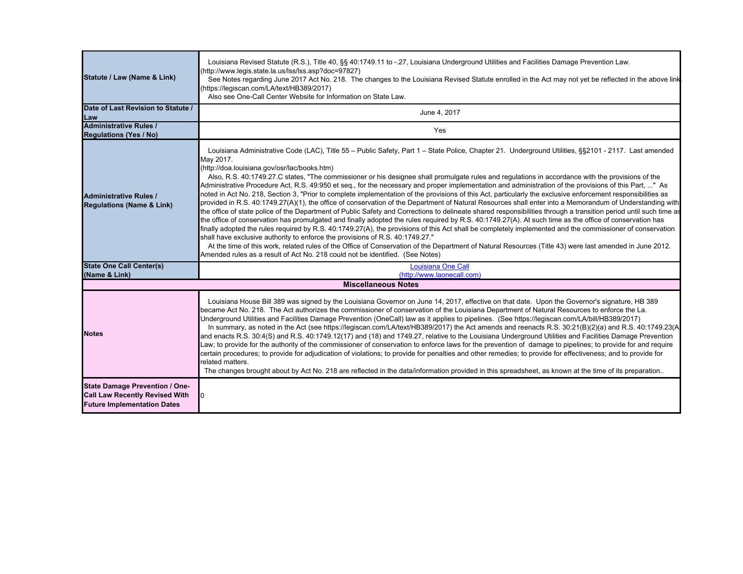| | |
|---|---|
| **Statute / Law (Name & Link)** | Louisiana Revised Statute (R.S.), Title 40, §§ 40:1749.11 to -.27, Louisiana Underground Utilities and Facilities Damage Prevention Law. (http://www.legis.state.la.us/lss/lss.asp?doc=97827) See Notes regarding June 2017 Act No. 218. The changes to the Louisiana Revised Statute enrolled in the Act may not yet be reflected in the above link. (https://legiscan.com/LA/text/HB389/2017) Also see One-Call Center Website for Information on State Law. |
| **Date of Last Revision to Statute / Law** | June 4, 2017 |
| **Administrative Rules / Regulations (Yes / No)** | Yes |
| **Administrative Rules / Regulations (Name & Link)** | Louisiana Administrative Code (LAC), Title 55 – Public Safety, Part 1 – State Police, Chapter 21. Underground Utilities, §§2101 - 2117. Last amended May 2017. (http://doa.louisiana.gov/osr/lac/books.htm) Also, R.S. 40:1749.27.C states, "The commissioner or his designee shall promulgate rules and regulations in accordance with the provisions of the Administrative Procedure Act, R.S. 49:950 et seq., for the necessary and proper implementation and administration of the provisions of this Part, ..." As noted in Act No. 218, Section 3, "Prior to complete implementation of the provisions of this Act, particularly the exclusive enforcement responsibilities as provided in R.S. 40:1749.27(A)(1), the office of conservation of the Department of Natural Resources shall enter into a Memorandum of Understanding with the office of state police of the Department of Public Safety and Corrections to delineate shared responsibilities through a transition period until such time as the office of conservation has promulgated and finally adopted the rules required by R.S. 40:1749.27(A). At such time as the office of conservation has finally adopted the rules required by R.S. 40:1749.27(A), the provisions of this Act shall be completely implemented and the commissioner of conservation shall have exclusive authority to enforce the provisions of R.S. 40:1749.27." At the time of this work, related rules of the Office of Conservation of the Department of Natural Resources (Title 43) were last amended in June 2012. Amended rules as a result of Act No. 218 could not be identified. (See Notes) |
| **State One Call Center(s) (Name & Link)** | Louisiana One Call (http://www.laonecall.com) |
| **Miscellaneous Notes** | |
| **Notes** | Louisiana House Bill 389 was signed by the Louisiana Governor on June 14, 2017, effective on that date. Upon the Governor's signature, HB 389 became Act No. 218. The Act authorizes the commissioner of conservation of the Louisiana Department of Natural Resources to enforce the La. Underground Utilities and Facilities Damage Prevention (OneCall) law as it applies to pipelines. (See https://legiscan.com/LA/bill/HB389/2017) In summary, as noted in the Act (see https://legiscan.com/LA/text/HB389/2017) the Act amends and reenacts R.S. 30:21(B)(2)(a) and R.S. 40:1749.23(A) and enacts R.S. 30:4(S) and R.S. 40:1749.12(17) and (18) and 1749.27, relative to the Louisiana Underground Utilities and Facilities Damage Prevention Law; to provide for the authority of the commissioner of conservation to enforce laws for the prevention of damage to pipelines; to provide for and require certain procedures; to provide for adjudication of violations; to provide for penalties and other remedies; to provide for effectiveness; and to provide for related matters. The changes brought about by Act No. 218 are reflected in the data/information provided in this spreadsheet, as known at the time of its preparation.. |
| **State Damage Prevention / One-Call Law Recently Revised With Future Implementation Dates** | 0 |